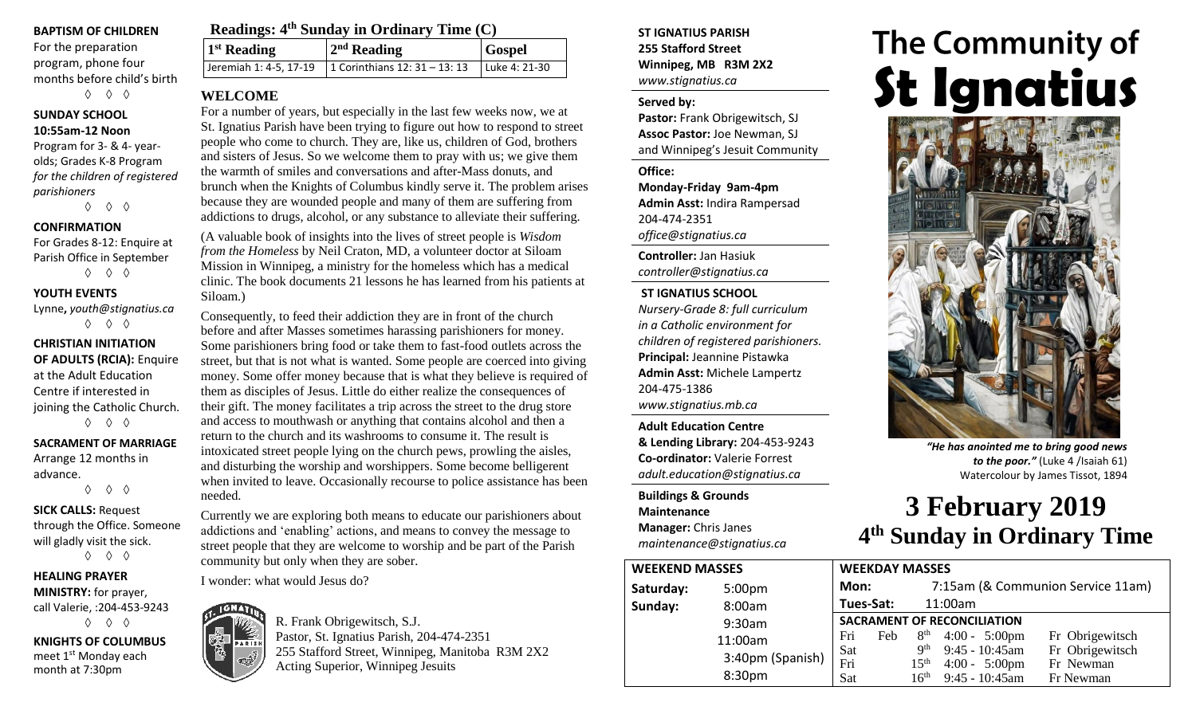**BAPTISM OF CHILDREN**
For the preparation program, phone four months before child's birth

◊ ◊ ◊

**SUNDAY SCHOOL**
**10:55am-12 Noon**
Program for 3- & 4- year-olds; Grades K-8 Program *for the children of registered parishioners*

◊ ◊ ◊

**CONFIRMATION**
For Grades 8-12: Enquire at Parish Office in September

◊ ◊ ◊

**YOUTH EVENTS**
Lynne, *youth@stignatius.ca*

◊ ◊ ◊

**CHRISTIAN INITIATION OF ADULTS (RCIA):** Enquire at the Adult Education Centre if interested in joining the Catholic Church.

◊ ◊ ◊

**SACRAMENT OF MARRIAGE**
Arrange 12 months in advance.

◊ ◊ ◊

**SICK CALLS:** Request through the Office. Someone will gladly visit the sick.

◊ ◊ ◊

**HEALING PRAYER MINISTRY:** for prayer, call Valerie, :204-453-9243

◊ ◊ ◊

**KNIGHTS OF COLUMBUS**
meet 1st Monday each month at 7:30pm

## Readings: 4th Sunday in Ordinary Time (C)

| 1st Reading | 2nd Reading | Gospel |
|---|---|---|
| Jeremiah 1: 4-5, 17-19 | 1 Corinthians 12: 31 – 13: 13 | Luke 4: 21-30 |

### WELCOME

For a number of years, but especially in the last few weeks now, we at St. Ignatius Parish have been trying to figure out how to respond to street people who come to church. They are, like us, children of God, brothers and sisters of Jesus. So we welcome them to pray with us; we give them the warmth of smiles and conversations and after-Mass donuts, and brunch when the Knights of Columbus kindly serve it. The problem arises because they are wounded people and many of them are suffering from addictions to drugs, alcohol, or any substance to alleviate their suffering.

(A valuable book of insights into the lives of street people is *Wisdom from the Homeless* by Neil Craton, MD, a volunteer doctor at Siloam Mission in Winnipeg, a ministry for the homeless which has a medical clinic. The book documents 21 lessons he has learned from his patients at Siloam.)

Consequently, to feed their addiction they are in front of the church before and after Masses sometimes harassing parishioners for money. Some parishioners bring food or take them to fast-food outlets across the street, but that is not what is wanted. Some people are coerced into giving money. Some offer money because that is what they believe is required of them as disciples of Jesus. Little do either realize the consequences of their gift. The money facilitates a trip across the street to the drug store and access to mouthwash or anything that contains alcohol and then a return to the church and its washrooms to consume it. The result is intoxicated street people lying on the church pews, prowling the aisles, and disturbing the worship and worshippers. Some become belligerent when invited to leave. Occasionally recourse to police assistance has been needed.

Currently we are exploring both means to educate our parishioners about addictions and 'enabling' actions, and means to convey the message to street people that they are welcome to worship and be part of the Parish community but only when they are sober.

I wonder: what would Jesus do?

R. Frank Obrigewitsch, S.J.
Pastor, St. Ignatius Parish, 204-474-2351
255 Stafford Street, Winnipeg, Manitoba R3M 2X2
Acting Superior, Winnipeg Jesuits

**ST IGNATIUS PARISH**
**255 Stafford Street**
**Winnipeg, MB R3M 2X2**
*www.stignatius.ca*

**Served by:**
**Pastor:** Frank Obrigewitsch, SJ
**Assoc Pastor:** Joe Newman, SJ
and Winnipeg's Jesuit Community

**Office:**
**Monday-Friday 9am-4pm**
**Admin Asst:** Indira Rampersad
204-474-2351
*office@stignatius.ca*

**Controller:** Jan Hasiuk
*controller@stignatius.ca*

**ST IGNATIUS SCHOOL**
*Nursery-Grade 8: full curriculum in a Catholic environment for children of registered parishioners.*
**Principal:** Jeannine Pistawka
**Admin Asst:** Michele Lampertz
204-475-1386
*www.stignatius.mb.ca*

**Adult Education Centre & Lending Library:** 204-453-9243
**Co-ordinator:** Valerie Forrest
*adult.education@stignatius.ca*

**Buildings & Grounds Maintenance**
**Manager:** Chris Janes
*maintenance@stignatius.ca*

# The Community of St Ignatius

*"He has anointed me to bring good news to the poor."* (Luke 4 /Isaiah 61)
Watercolour by James Tissot, 1894

# 3 February 2019
## 4th Sunday in Ordinary Time

| WEEKEND MASSES | |
|---|---|
| Saturday: | 5:00pm |
| Sunday: | 8:00am |
| | 9:30am |
| | 11:00am |
| | 3:40pm (Spanish) |
| | 8:30pm |

**WEEKDAY MASSES**
**Mon:** 7:15am (& Communion Service 11am)
**Tues-Sat:** 11:00am

**SACRAMENT OF RECONCILIATION**

| | | | |
|---|---|---|---|
| Fri Feb | 8th | 4:00 - 5:00pm | Fr Obrigewitsch |
| Sat | 9th | 9:45 - 10:45am | Fr Obrigewitsch |
| Fri | 15th | 4:00 - 5:00pm | Fr Newman |
| Sat | 16th | 9:45 - 10:45am | Fr Newman |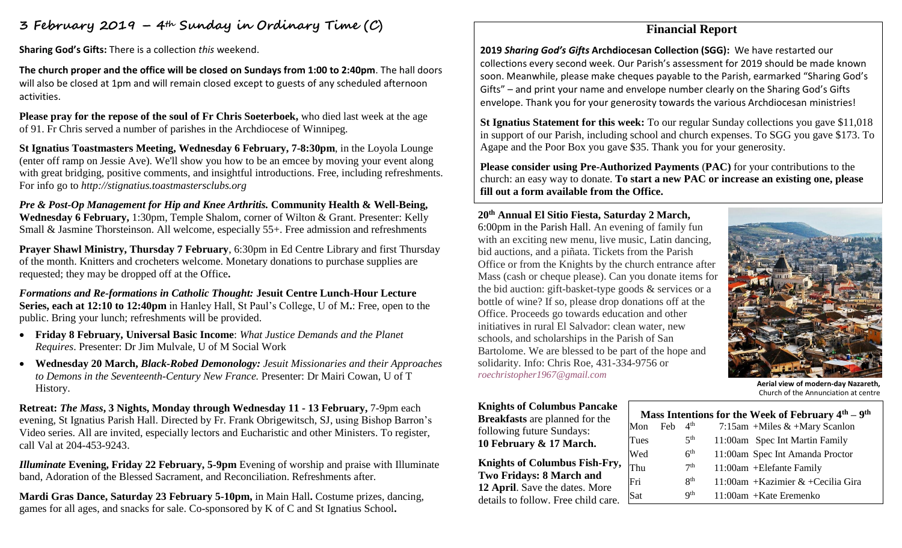# 3 February 2019 – 4th Sunday in Ordinary Time (C)

**Sharing God's Gifts:** There is a collection *this* weekend.

**The church proper and the office will be closed on Sundays from 1:00 to 2:40pm**. The hall doors will also be closed at 1pm and will remain closed except to guests of any scheduled afternoon activities.

**Please pray for the repose of the soul of Fr Chris Soeterboek,** who died last week at the age of 91. Fr Chris served a number of parishes in the Archdiocese of Winnipeg.

**St Ignatius Toastmasters Meeting, Wednesday 6 February, 7-8:30pm**, in the Loyola Lounge (enter off ramp on Jessie Ave). We'll show you how to be an emcee by moving your event along with great bridging, positive comments, and insightful introductions. Free, including refreshments. For info go to *http://stignatius.toastmastersclubs.org*

***Pre & Post-Op Management for Hip and Knee Arthritis.*** **Community Health & Well-Being, Wednesday 6 February,** 1:30pm, Temple Shalom, corner of Wilton & Grant. Presenter: Kelly Small & Jasmine Thorsteinson. All welcome, especially 55+. Free admission and refreshments

**Prayer Shawl Ministry, Thursday 7 February**, 6:30pm in Ed Centre Library and first Thursday of the month. Knitters and crocheters welcome. Monetary donations to purchase supplies are requested; they may be dropped off at the Office**.**

***Formations and Re-formations in Catholic Thought:*** **Jesuit Centre Lunch-Hour Lecture Series, each at 12:10 to 12:40pm** in Hanley Hall, St Paul's College, U of M**.**: Free, open to the public. Bring your lunch; refreshments will be provided.

- **Friday 8 February, Universal Basic Income**: *What Justice Demands and the Planet Requires*. Presenter: Dr Jim Mulvale, U of M Social Work
- **Wednesday 20 March,** ***Black-Robed Demonology:*** *Jesuit Missionaries and their Approaches to Demons in the Seventeenth-Century New France.* Presenter: Dr Mairi Cowan, U of T History.

**Retreat:** ***The Mass*****, 3 Nights, Monday through Wednesday 11 - 13 February,** 7-9pm each evening, St Ignatius Parish Hall. Directed by Fr. Frank Obrigewitsch, SJ, using Bishop Barron's Video series. All are invited, especially lectors and Eucharistic and other Ministers. To register, call Val at 204-453-9243.

***Illuminate*** **Evening, Friday 22 February, 5-9pm** Evening of worship and praise with Illuminate band, Adoration of the Blessed Sacrament, and Reconciliation. Refreshments after.

**Mardi Gras Dance, Saturday 23 February 5-10pm,** in Main Hall**.** Costume prizes, dancing, games for all ages, and snacks for sale. Co-sponsored by K of C and St Ignatius School**.**

## Financial Report

**2019** ***Sharing God's Gifts*** **Archdiocesan Collection (SGG):** We have restarted our collections every second week. Our Parish's assessment for 2019 should be made known soon. Meanwhile, please make cheques payable to the Parish, earmarked "Sharing God's Gifts" – and print your name and envelope number clearly on the Sharing God's Gifts envelope. Thank you for your generosity towards the various Archdiocesan ministries!

**St Ignatius Statement for this week:** To our regular Sunday collections you gave $11,018 in support of our Parish, including school and church expenses. To SGG you gave $173. To Agape and the Poor Box you gave $35. Thank you for your generosity.

**Please consider using Pre-Authorized Payments** (**PAC)** for your contributions to the church: an easy way to donate. **To start a new PAC or increase an existing one, please fill out a form available from the Office.**

**20th Annual El Sitio Fiesta, Saturday 2 March,** 6:00pm in the Parish Hall. An evening of family fun with an exciting new menu, live music, Latin dancing, bid auctions, and a piñata. Tickets from the Parish Office or from the Knights by the church entrance after Mass (cash or cheque please). Can you donate items for the bid auction: gift-basket-type goods & services or a bottle of wine? If so, please drop donations off at the Office. Proceeds go towards education and other initiatives in rural El Salvador: clean water, new schools, and scholarships in the Parish of San Bartolome. We are blessed to be part of the hope and solidarity. Info: Chris Roe, 431-334-9756 or *roechristopher1967@gmail.com*

**Aerial view of modern-day Nazareth,** Church of the Annunciation at centre

**Knights of Columbus Pancake Breakfasts** are planned for the following future Sundays: **10 February & 17 March.**

**Knights of Columbus Fish-Fry, Two Fridays: 8 March and 12 April**. Save the dates. More details to follow. Free child care.

**Mass Intentions for the Week of February 4th – 9th**

| | | | |
|---|---|---|---|
| Mon | Feb 4th | 7:15am | +Miles & +Mary Scanlon |
| Tues | 5th | 11:00am | Spec Int Martin Family |
| Wed | 6th | 11:00am | Spec Int Amanda Proctor |
| Thu | 7th | 11:00am | +Elefante Family |
| Fri | 8th | 11:00am | +Kazimier & +Cecilia Gira |
| Sat | 9th | 11:00am | +Kate Eremenko |